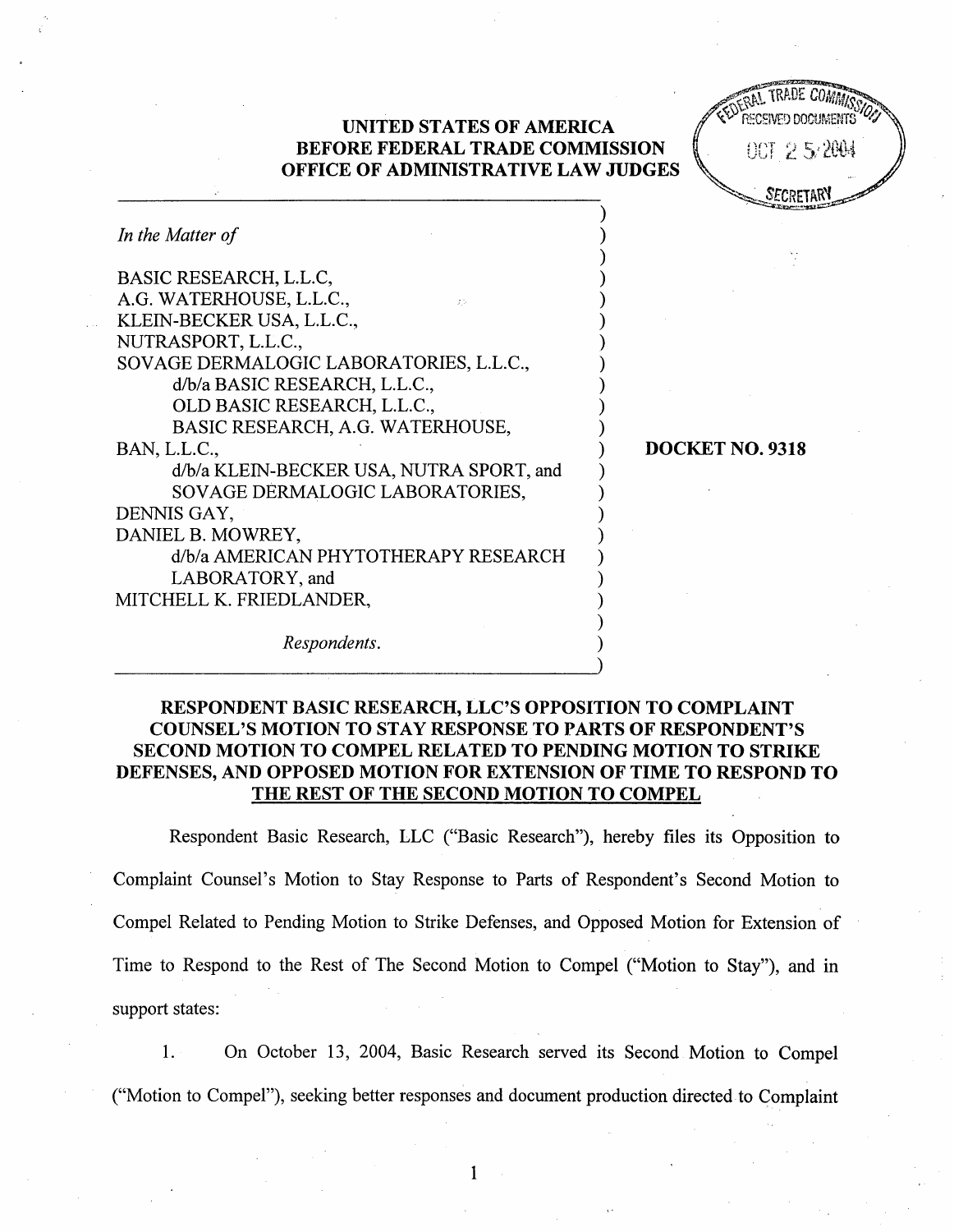**UNITED STATES OF AMERICA**
**BEFORE FEDERAL TRADE COMMISSION**
**OFFICE OF ADMINISTRATIVE LAW JUDGES**

FEDERAL TRADE COMMISSION RECEIVED DOCUMENTS OCT 25 2004 SECRETARY

*In the Matter of*

BASIC RESEARCH, L.L.C,
A.G. WATERHOUSE, L.L.C.,
KLEIN-BECKER USA, L.L.C.,
NUTRASPORT, L.L.C.,
SOVAGE DERMALOGIC LABORATORIES, L.L.C.,
d/b/a BASIC RESEARCH, L.L.C.,
OLD BASIC RESEARCH, L.L.C.,
BASIC RESEARCH, A.G. WATERHOUSE,
BAN, L.L.C.,
d/b/a KLEIN-BECKER USA, NUTRA SPORT, and
SOVAGE DERMALOGIC LABORATORIES,
DENNIS GAY,
DANIEL B. MOWREY,
d/b/a AMERICAN PHYTOTHERAPY RESEARCH
LABORATORY, and
MITCHELL K. FRIEDLANDER,

*Respondents.*

**DOCKET NO. 9318**

**RESPONDENT BASIC RESEARCH, LLC'S OPPOSITION TO COMPLAINT COUNSEL'S MOTION TO STAY RESPONSE TO PARTS OF RESPONDENT'S SECOND MOTION TO COMPEL RELATED TO PENDING MOTION TO STRIKE DEFENSES, AND OPPOSED MOTION FOR EXTENSION OF TIME TO RESPOND TO THE REST OF THE SECOND MOTION TO COMPEL**

Respondent Basic Research, LLC ("Basic Research"), hereby files its Opposition to Complaint Counsel's Motion to Stay Response to Parts of Respondent's Second Motion to Compel Related to Pending Motion to Strike Defenses, and Opposed Motion for Extension of Time to Respond to the Rest of The Second Motion to Compel ("Motion to Stay"), and in support states:

1. On October 13, 2004, Basic Research served its Second Motion to Compel ("Motion to Compel"), seeking better responses and document production directed to Complaint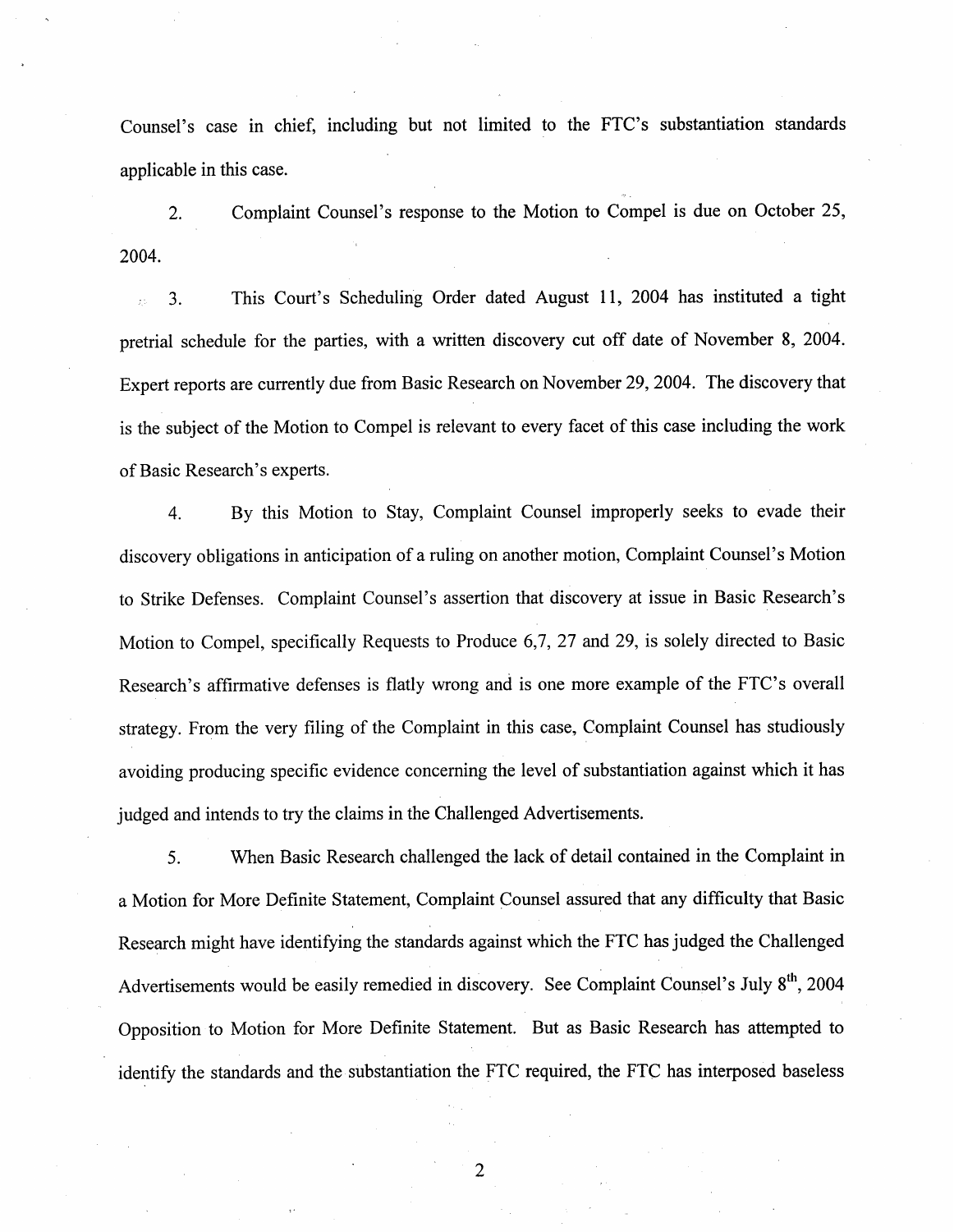Counsel's case in chief, including but not limited to the FTC's substantiation standards applicable in this case.

2. Complaint Counsel's response to the Motion to Compel is due on October 25, 2004.

3. This Court's Scheduling Order dated August 11, 2004 has instituted a tight pretrial schedule for the parties, with a written discovery cut off date of November 8, 2004. Expert reports are currently due from Basic Research on November 29, 2004. The discovery that is the subject of the Motion to Compel is relevant to every facet of this case including the work of Basic Research's experts.

4. By this Motion to Stay, Complaint Counsel improperly seeks to evade their discovery obligations in anticipation of a ruling on another motion, Complaint Counsel's Motion to Strike Defenses. Complaint Counsel's assertion that discovery at issue in Basic Research's Motion to Compel, specifically Requests to Produce 6,7, 27 and 29, is solely directed to Basic Research's affirmative defenses is flatly wrong and is one more example of the FTC's overall strategy. From the very filing of the Complaint in this case, Complaint Counsel has studiously avoiding producing specific evidence concerning the level of substantiation against which it has judged and intends to try the claims in the Challenged Advertisements.

5. When Basic Research challenged the lack of detail contained in the Complaint in a Motion for More Definite Statement, Complaint Counsel assured that any difficulty that Basic Research might have identifying the standards against which the FTC has judged the Challenged Advertisements would be easily remedied in discovery. See Complaint Counsel's July 8th, 2004 Opposition to Motion for More Definite Statement. But as Basic Research has attempted to identify the standards and the substantiation the FTC required, the FTC has interposed baseless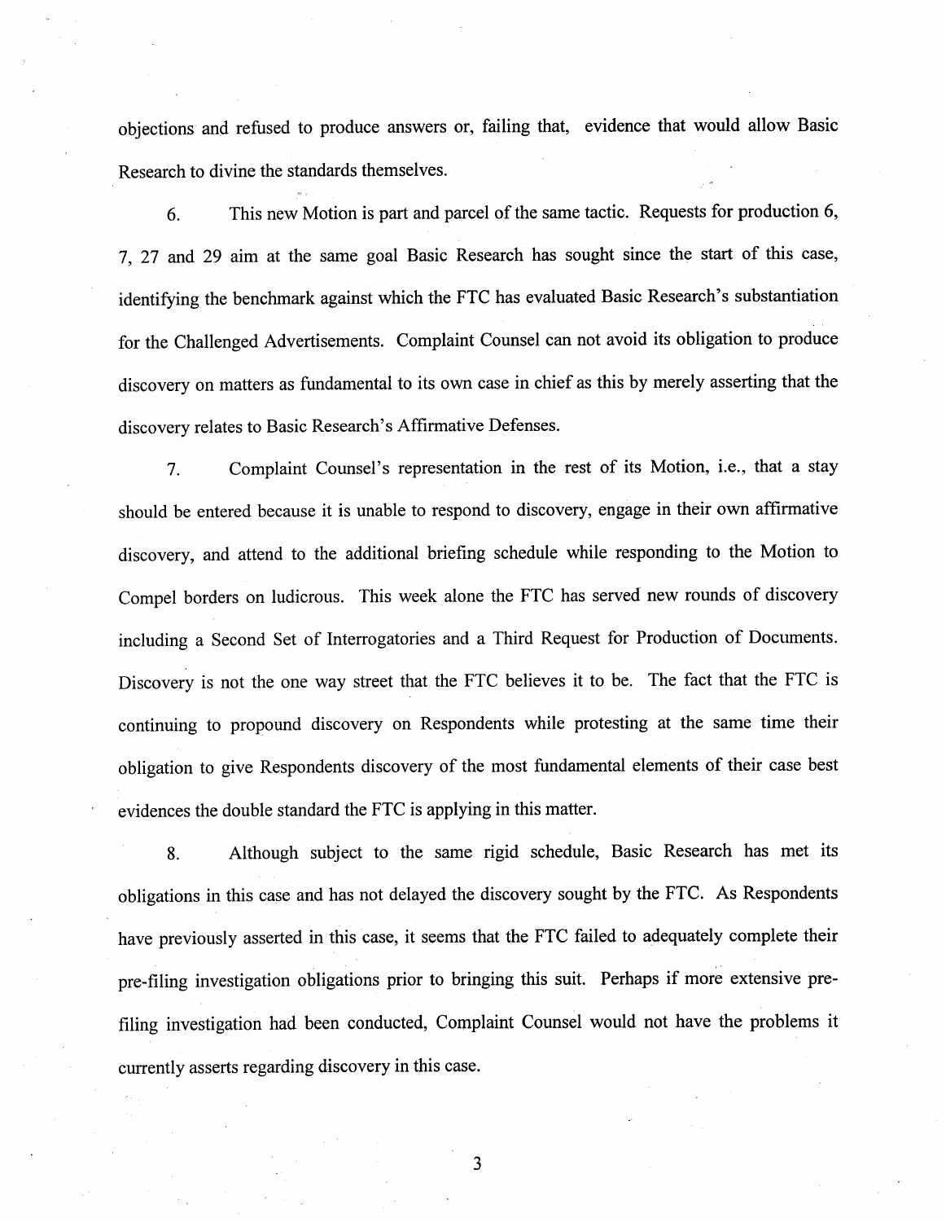objections and refused to produce answers or, failing that, evidence that would allow Basic Research to divine the standards themselves.

6. This new Motion is part and parcel of the same tactic. Requests for production 6, 7, 27 and 29 aim at the same goal Basic Research has sought since the start of this case, identifying the benchmark against which the FTC has evaluated Basic Research's substantiation for the Challenged Advertisements. Complaint Counsel can not avoid its obligation to produce discovery on matters as fundamental to its own case in chief as this by merely asserting that the discovery relates to Basic Research's Affirmative Defenses.

7. Complaint Counsel's representation in the rest of its Motion, i.e., that a stay should be entered because it is unable to respond to discovery, engage in their own affirmative discovery, and attend to the additional briefing schedule while responding to the Motion to Compel borders on ludicrous. This week alone the FTC has served new rounds of discovery including a Second Set of Interrogatories and a Third Request for Production of Documents. Discovery is not the one way street that the FTC believes it to be. The fact that the FTC is continuing to propound discovery on Respondents while protesting at the same time their obligation to give Respondents discovery of the most fundamental elements of their case best evidences the double standard the FTC is applying in this matter.

8. Although subject to the same rigid schedule, Basic Research has met its obligations in this case and has not delayed the discovery sought by the FTC. As Respondents have previously asserted in this case, it seems that the FTC failed to adequately complete their pre-filing investigation obligations prior to bringing this suit. Perhaps if more extensive pre-filing investigation had been conducted, Complaint Counsel would not have the problems it currently asserts regarding discovery in this case.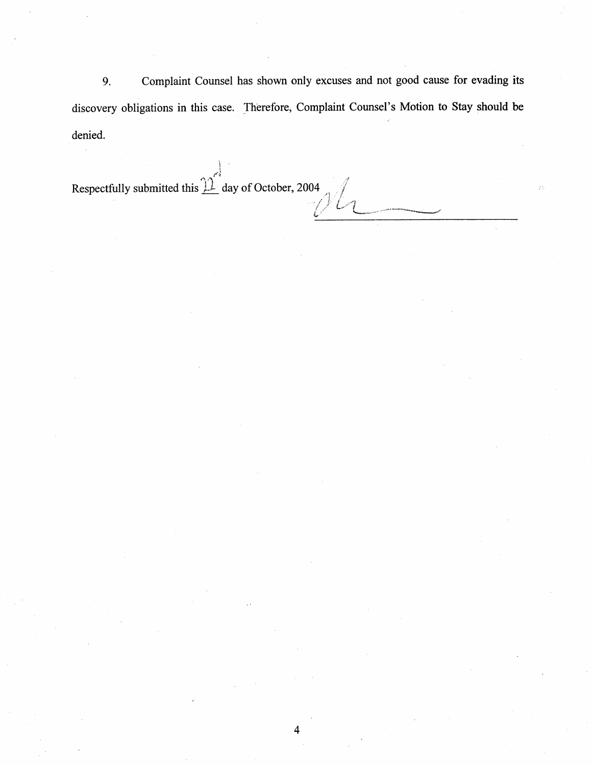9. Complaint Counsel has shown only excuses and not good cause for evading its discovery obligations in this case. Therefore, Complaint Counsel's Motion to Stay should be denied.

Respectfully submitted this 22nd day of October, 2004

______________________________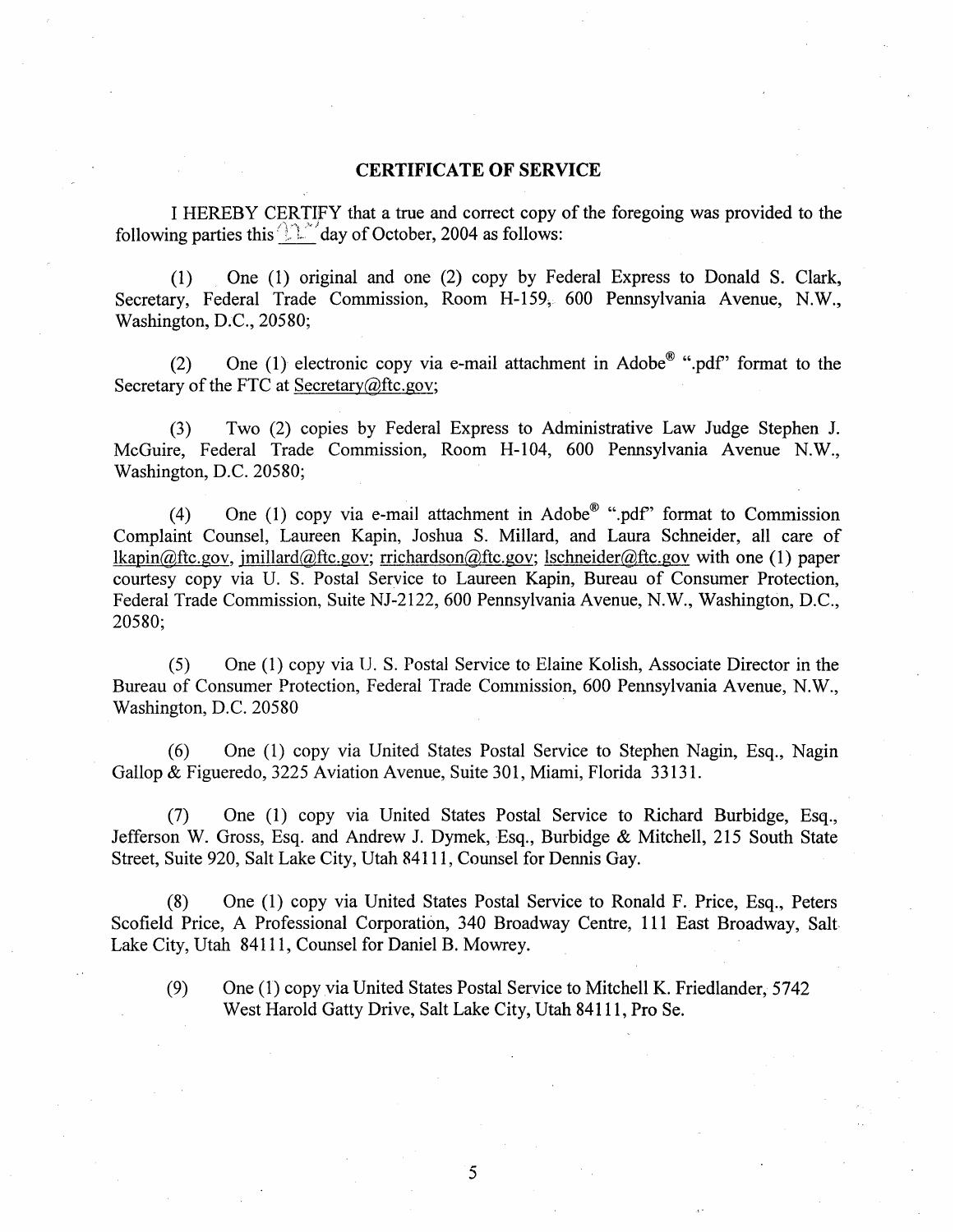## CERTIFICATE OF SERVICE

I HEREBY CERTIFY that a true and correct copy of the foregoing was provided to the following parties this 22nd day of October, 2004 as follows:

(1) One (1) original and one (2) copy by Federal Express to Donald S. Clark, Secretary, Federal Trade Commission, Room H-159, 600 Pennsylvania Avenue, N.W., Washington, D.C., 20580;

(2) One (1) electronic copy via e-mail attachment in Adobe® ".pdf" format to the Secretary of the FTC at Secretary@ftc.gov;

(3) Two (2) copies by Federal Express to Administrative Law Judge Stephen J. McGuire, Federal Trade Commission, Room H-104, 600 Pennsylvania Avenue N.W., Washington, D.C. 20580;

(4) One (1) copy via e-mail attachment in Adobe® ".pdf" format to Commission Complaint Counsel, Laureen Kapin, Joshua S. Millard, and Laura Schneider, all care of lkapin@ftc.gov, jmillard@ftc.gov; rrichardson@ftc.gov; lschneider@ftc.gov with one (1) paper courtesy copy via U. S. Postal Service to Laureen Kapin, Bureau of Consumer Protection, Federal Trade Commission, Suite NJ-2122, 600 Pennsylvania Avenue, N.W., Washington, D.C., 20580;

(5) One (1) copy via U. S. Postal Service to Elaine Kolish, Associate Director in the Bureau of Consumer Protection, Federal Trade Commission, 600 Pennsylvania Avenue, N.W., Washington, D.C. 20580

(6) One (1) copy via United States Postal Service to Stephen Nagin, Esq., Nagin Gallop & Figueredo, 3225 Aviation Avenue, Suite 301, Miami, Florida 33131.

(7) One (1) copy via United States Postal Service to Richard Burbidge, Esq., Jefferson W. Gross, Esq. and Andrew J. Dymek, Esq., Burbidge & Mitchell, 215 South State Street, Suite 920, Salt Lake City, Utah 84111, Counsel for Dennis Gay.

(8) One (1) copy via United States Postal Service to Ronald F. Price, Esq., Peters Scofield Price, A Professional Corporation, 340 Broadway Centre, 111 East Broadway, Salt Lake City, Utah 84111, Counsel for Daniel B. Mowrey.

(9) One (1) copy via United States Postal Service to Mitchell K. Friedlander, 5742 West Harold Gatty Drive, Salt Lake City, Utah 84111, Pro Se.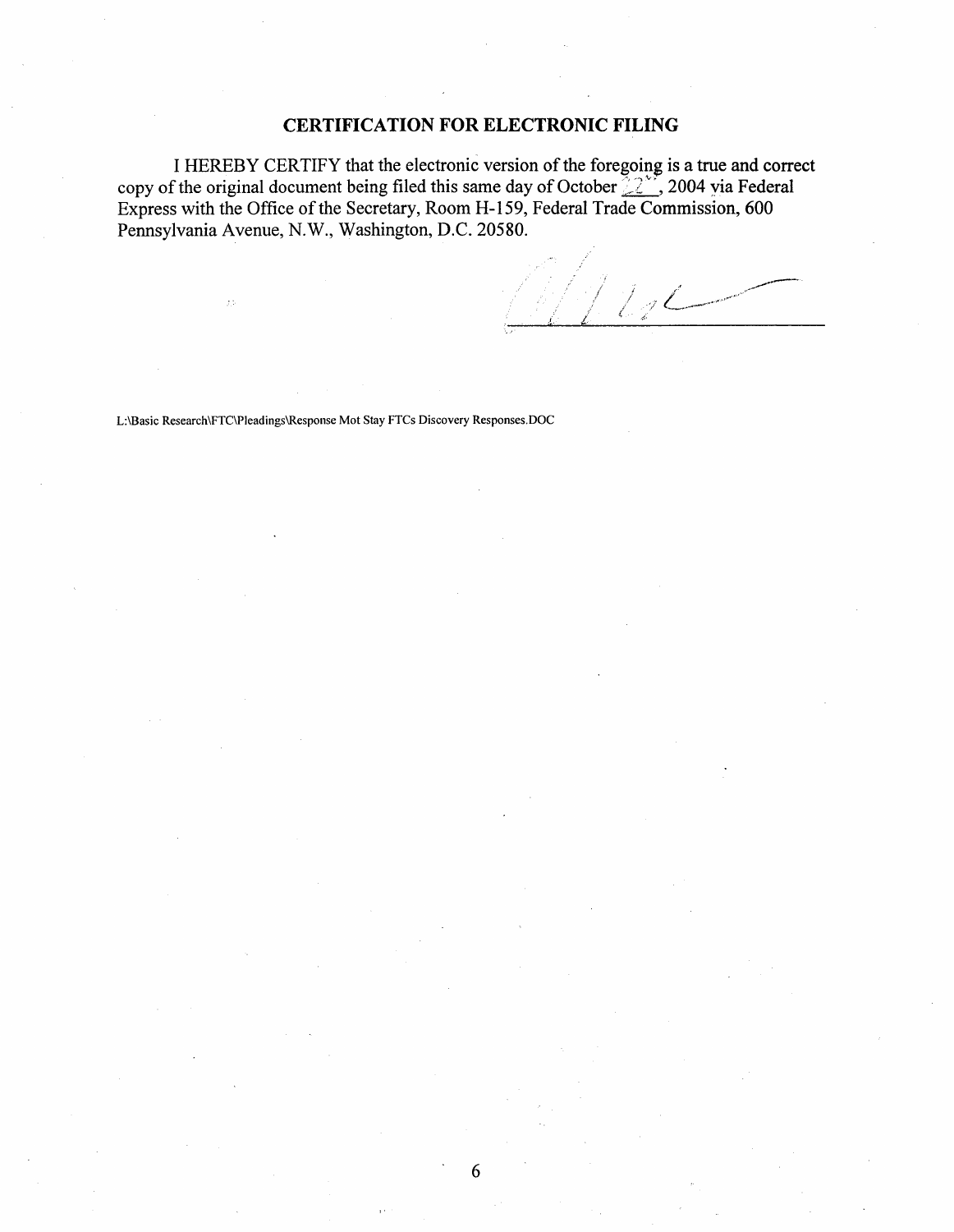## CERTIFICATION FOR ELECTRONIC FILING

I HEREBY CERTIFY that the electronic version of the foregoing is a true and correct copy of the original document being filed this same day of October 22nd, 2004 via Federal Express with the Office of the Secretary, Room H-159, Federal Trade Commission, 600 Pennsylvania Avenue, N.W., Washington, D.C. 20580.

\_\_\_\_\_\_\_\_\_\_\_\_\_\_\_\_\_\_\_\_\_\_\_\_

L:\Basic Research\FTC\Pleadings\Response Mot Stay FTCs Discovery Responses.DOC